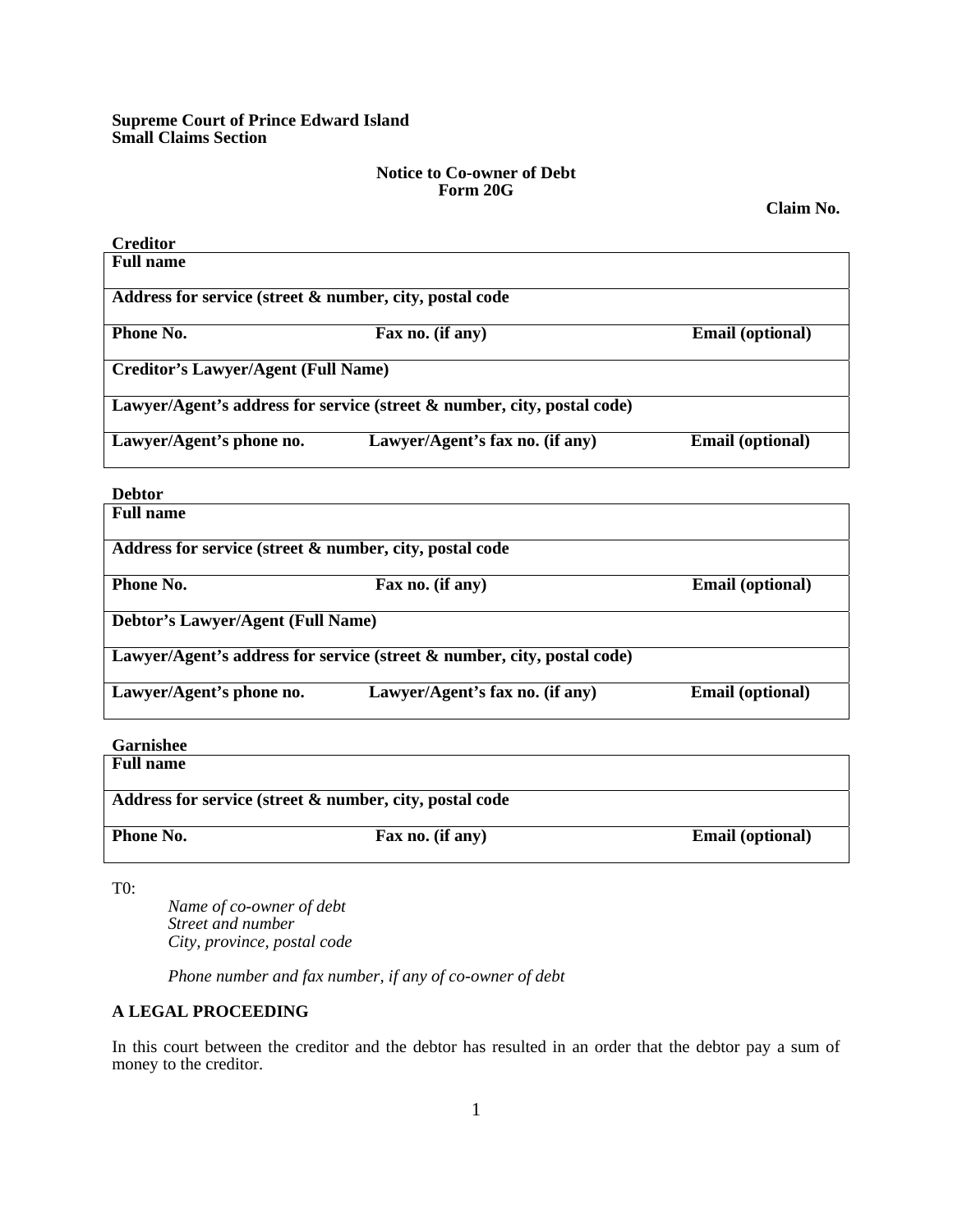**Supreme Court of Prince Edward Island**
**Small Claims Section**

**Notice to Co-owner of Debt**
**Form 20G**

**Claim No.**

**Creditor**

| **Full name** | | |
|---|---|---|
| **Address for service (street & number, city, postal code** | | |
| **Phone No.** | **Fax no. (if any)** | **Email (optional)** |
| **Creditor's Lawyer/Agent (Full Name)** | | |
| **Lawyer/Agent's address for service (street & number, city, postal code)** | | |
| **Lawyer/Agent's phone no.** | **Lawyer/Agent's fax no. (if any)** | **Email (optional)** |

**Debtor**

| **Full name** | | |
|---|---|---|
| **Address for service (street & number, city, postal code** | | |
| **Phone No.** | **Fax no. (if any)** | **Email (optional)** |
| **Debtor's Lawyer/Agent (Full Name)** | | |
| **Lawyer/Agent's address for service (street & number, city, postal code)** | | |
| **Lawyer/Agent's phone no.** | **Lawyer/Agent's fax no. (if any)** | **Email (optional)** |

**Garnishee**

| **Full name** | | |
|---|---|---|
| **Address for service (street & number, city, postal code** | | |
| **Phone No.** | **Fax no. (if any)** | **Email (optional)** |

T0:

*Name of co-owner of debt*
*Street and number*
*City, province, postal code*

*Phone number and fax number, if any of co-owner of debt*

**A LEGAL PROCEEDING**

In this court between the creditor and the debtor has resulted in an order that the debtor pay a sum of money to the creditor.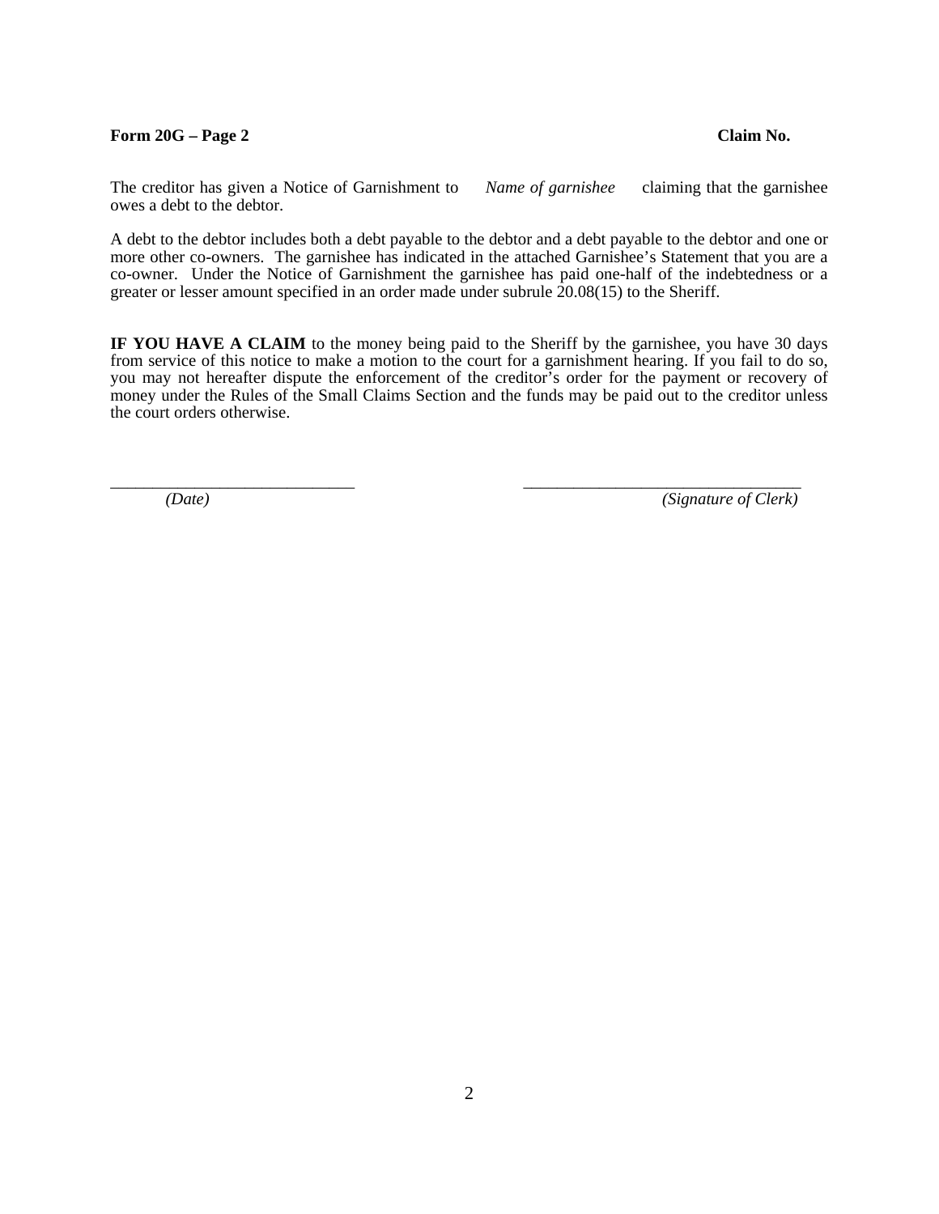**Form 20G – Page 2** **Claim No.**

The creditor has given a Notice of Garnishment to *Name of garnishee* claiming that the garnishee owes a debt to the debtor.

A debt to the debtor includes both a debt payable to the debtor and a debt payable to the debtor and one or more other co-owners. The garnishee has indicated in the attached Garnishee's Statement that you are a co-owner. Under the Notice of Garnishment the garnishee has paid one-half of the indebtedness or a greater or lesser amount specified in an order made under subrule 20.08(15) to the Sheriff.

**IF YOU HAVE A CLAIM** to the money being paid to the Sheriff by the garnishee, you have 30 days from service of this notice to make a motion to the court for a garnishment hearing. If you fail to do so, you may not hereafter dispute the enforcement of the creditor's order for the payment or recovery of money under the Rules of the Small Claims Section and the funds may be paid out to the creditor unless the court orders otherwise.

\_\_\_\_\_\_\_\_\_\_\_\_\_\_\_\_\_\_\_\_\_\_\_\_\_\_\_\_\_\_ \_\_\_\_\_\_\_\_\_\_\_\_\_\_\_\_\_\_\_\_\_\_\_\_\_\_\_\_\_\_\_\_\_\_
*(Date)* *(Signature of Clerk)*